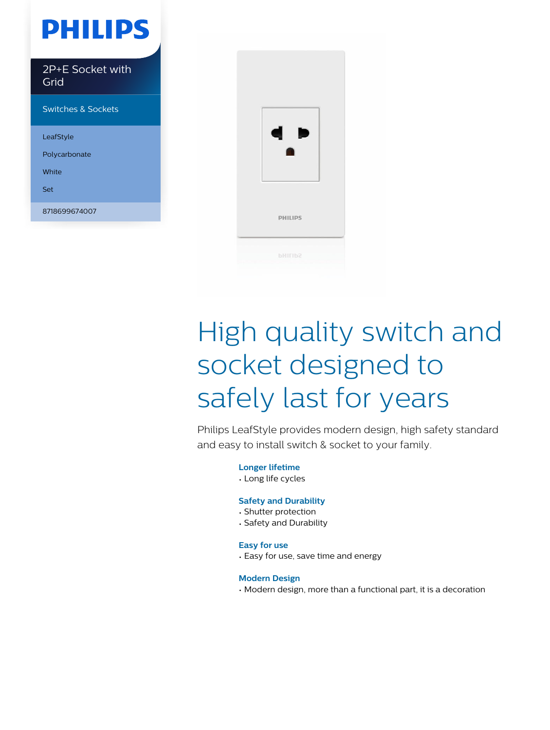PHILIPS

2P+E Socket with Grid

Switches & Sockets

LeafStyle

Polycarbonate

White

Set

8718699674007

# High quality switch and socket designed to safely last for years

Philips LeafStyle provides modern design, high safety standard and easy to install switch & socket to your family.

### Longer lifetime

- Long life cycles

### Safety and Durability

- Shutter protection
- Safety and Durability

### Easy for use

- Easy for use, save time and energy

### Modern Design

- Modern design, more than a functional part, it is a decoration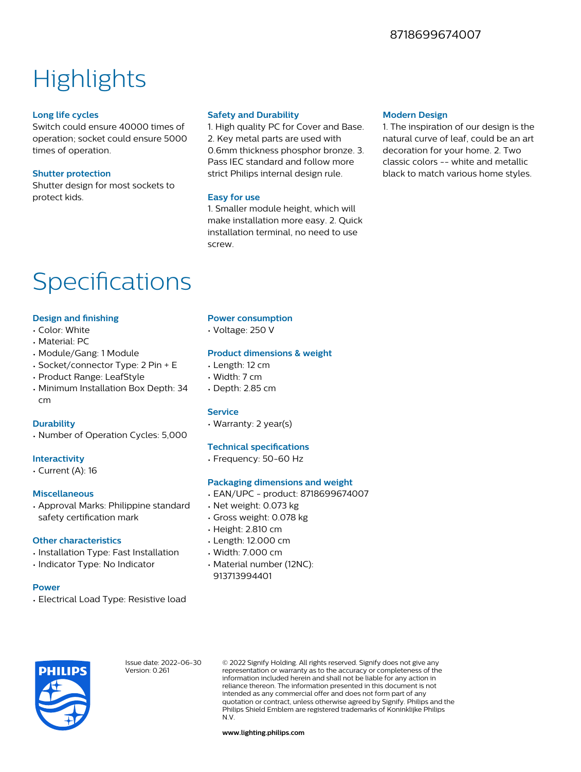8718699674007

# Highlights

### Long life cycles

Switch could ensure 40000 times of operation; socket could ensure 5000 times of operation.

### Shutter protection

Shutter design for most sockets to protect kids.

### Safety and Durability

1. High quality PC for Cover and Base. 2. Key metal parts are used with 0.6mm thickness phosphor bronze. 3. Pass IEC standard and follow more strict Philips internal design rule.

### Easy for use

1. Smaller module height, which will make installation more easy. 2. Quick installation terminal, no need to use screw.

### Modern Design

1. The inspiration of our design is the natural curve of leaf, could be an art decoration for your home. 2. Two classic colors -- white and metallic black to match various home styles.

# Specifications

### Design and finishing

- Color: White
- Material: PC
- Module/Gang: 1 Module
- Socket/connector Type: 2 Pin + E
- Product Range: LeafStyle
- Minimum Installation Box Depth: 34 cm

### Durability

- Number of Operation Cycles: 5,000

### Interactivity

- Current (A): 16

### Miscellaneous

- Approval Marks: Philippine standard safety certification mark

### Other characteristics

- Installation Type: Fast Installation
- Indicator Type: No Indicator

### Power

- Electrical Load Type: Resistive load

### Power consumption

- Voltage: 250 V

### Product dimensions & weight

- Length: 12 cm
- Width: 7 cm
- Depth: 2.85 cm

### Service

- Warranty: 2 year(s)

### Technical specifications

- Frequency: 50-60 Hz

### Packaging dimensions and weight

- EAN/UPC - product: 8718699674007
- Net weight: 0.073 kg
- Gross weight: 0.078 kg
- Height: 2.810 cm
- Length: 12.000 cm
- Width: 7.000 cm
- Material number (12NC): 913713994401

Issue date: 2022-06-30
Version: 0.261

© 2022 Signify Holding. All rights reserved. Signify does not give any representation or warranty as to the accuracy or completeness of the information included herein and shall not be liable for any action in reliance thereon. The information presented in this document is not intended as any commercial offer and does not form part of any quotation or contract, unless otherwise agreed by Signify. Philips and the Philips Shield Emblem are registered trademarks of Koninklijke Philips N.V.

**www.lighting.philips.com**